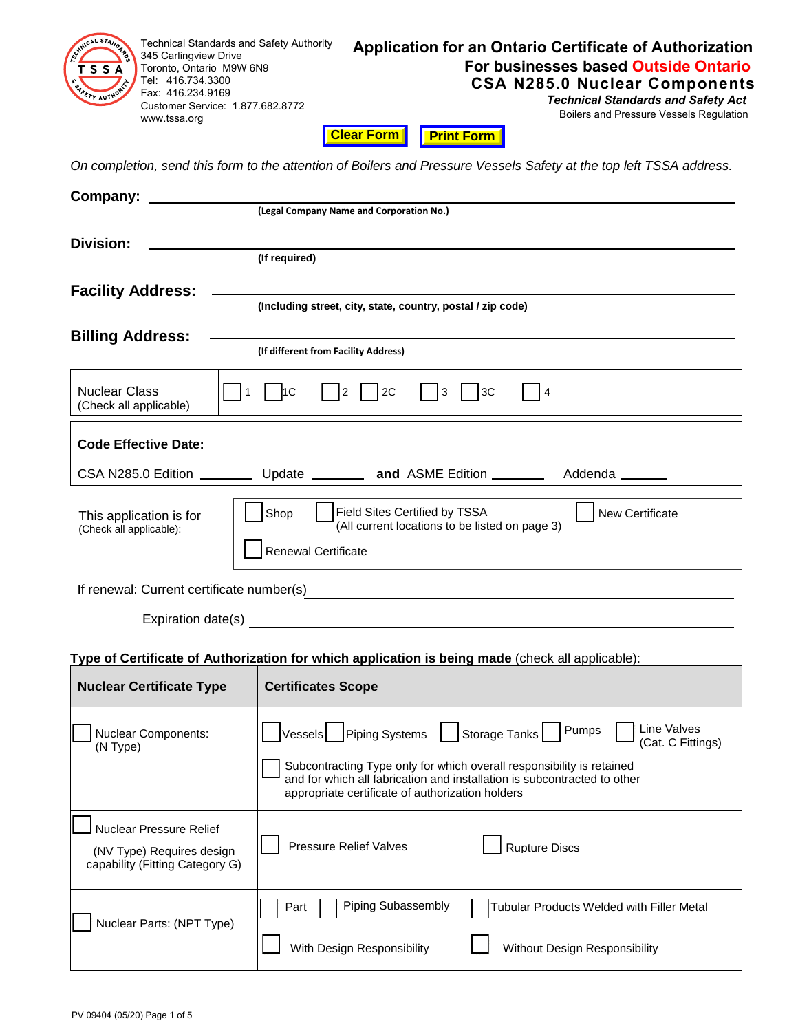Technical Standards and Safety Authority
345 Carlingview Drive
Toronto, Ontario M9W 6N9
Tel: 416.734.3300
Fax: 416.234.9169
Customer Service: 1.877.682.8772
www.tssa.org

# Application for an Ontario Certificate of Authorization
## For businesses based Outside Ontario
## CSA N285.0 Nuclear Components

***Technical Standards and Safety Act***
Boilers and Pressure Vessels Regulation

Clear Form | Print Form

*On completion, send this form to the attention of Boilers and Pressure Vessels Safety at the top left TSSA address.*

**Company:** ______________________________________________
**(Legal Company Name and Corporation No.)**

**Division:** ______________________________________________
**(If required)**

**Facility Address:** ______________________________________________
**(Including street, city, state, country, postal / zip code)**

**Billing Address:** ______________________________________________
**(If different from Facility Address)**

| Nuclear Class (Check all applicable) | ☐ 1 ☐ 1C ☐ 2 ☐ 2C ☐ 3 ☐ 3C ☐ 4 |
|---|---|

**Code Effective Date:**

CSA N285.0 Edition ________ Update ________ **and** ASME Edition ________ Addenda ________

| This application is for (Check all applicable): | ☐ Shop ☐ Field Sites Certified by TSSA (All current locations to be listed on page 3) ☐ New Certificate ☐ Renewal Certificate |
|---|---|

If renewal: Current certificate number(s) ______________________________________________

Expiration date(s) ______________________________________________

**Type of Certificate of Authorization for which application is being made** (check all applicable):

| Nuclear Certificate Type | Certificates Scope |
|---|---|
| ☐ Nuclear Components: (N Type) | ☐ Vessels ☐ Piping Systems ☐ Storage Tanks ☐ Pumps ☐ Line Valves (Cat. C Fittings)<br>☐ Subcontracting Type only for which overall responsibility is retained and for which all fabrication and installation is subcontracted to other appropriate certificate of authorization holders |
| ☐ Nuclear Pressure Relief (NV Type) Requires design capability (Fitting Category G) | ☐ Pressure Relief Valves ☐ Rupture Discs |
| ☐ Nuclear Parts: (NPT Type) | ☐ Part ☐ Piping Subassembly ☐ Tubular Products Welded with Filler Metal<br>☐ With Design Responsibility ☐ Without Design Responsibility |

PV 09404 (05/20)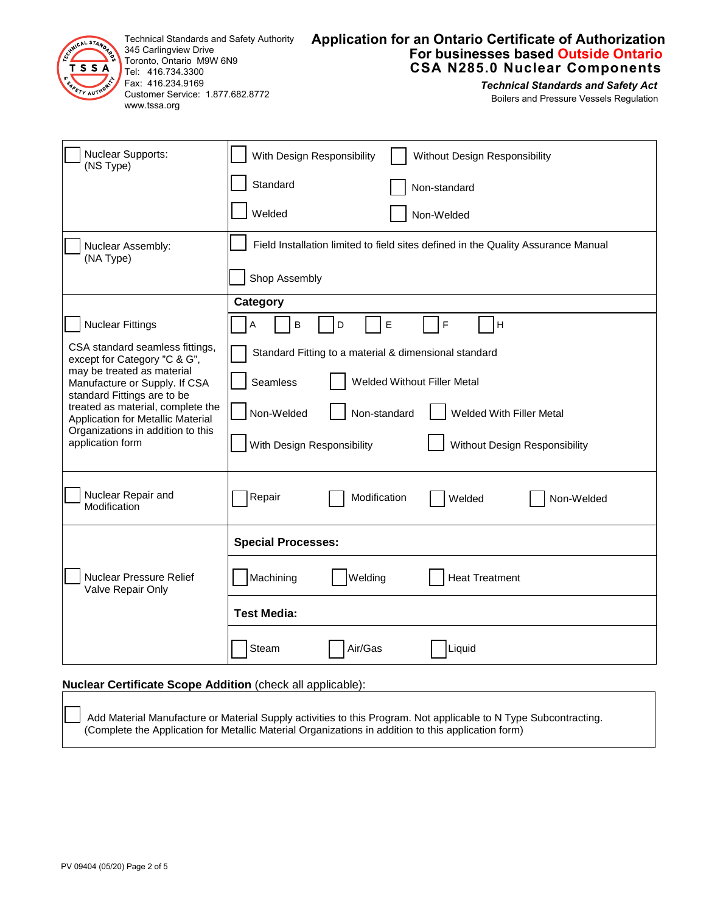Technical Standards and Safety Authority
345 Carlingview Drive
Toronto, Ontario M9W 6N9
Tel: 416.734.3300
Fax: 416.234.9169
Customer Service: 1.877.682.8772
www.tssa.org

# Application for an Ontario Certificate of Authorization For businesses based Outside Ontario CSA N285.0 Nuclear Components

***Technical Standards and Safety Act***
Boilers and Pressure Vessels Regulation

| | |
|---|---|
| ☐ Nuclear Supports: (NS Type) | ☐ With Design Responsibility ☐ Without Design Responsibility<br>☐ Standard ☐ Non-standard<br>☐ Welded ☐ Non-Welded |
| ☐ Nuclear Assembly: (NA Type) | ☐ Field Installation limited to field sites defined in the Quality Assurance Manual<br>☐ Shop Assembly |
| ☐ Nuclear Fittings<br><br>CSA standard seamless fittings, except for Category "C & G", may be treated as material Manufacture or Supply. If CSA standard Fittings are to be treated as material, complete the Application for Metallic Material Organizations in addition to this application form | **Category**<br>☐ A ☐ B ☐ D ☐ E ☐ F ☐ H<br>☐ Standard Fitting to a material & dimensional standard<br>☐ Seamless ☐ Welded Without Filler Metal<br>☐ Non-Welded ☐ Non-standard ☐ Welded With Filler Metal<br>☐ With Design Responsibility ☐ Without Design Responsibility |
| ☐ Nuclear Repair and Modification | ☐ Repair ☐ Modification ☐ Welded ☐ Non-Welded |
| ☐ Nuclear Pressure Relief Valve Repair Only | **Special Processes:**<br>☐ Machining ☐ Welding ☐ Heat Treatment<br>**Test Media:**<br>☐ Steam ☐ Air/Gas ☐ Liquid |

**Nuclear Certificate Scope Addition** (check all applicable):

☐ Add Material Manufacture or Material Supply activities to this Program. Not applicable to N Type Subcontracting. (Complete the Application for Metallic Material Organizations in addition to this application form)

PV 09404 (05/20)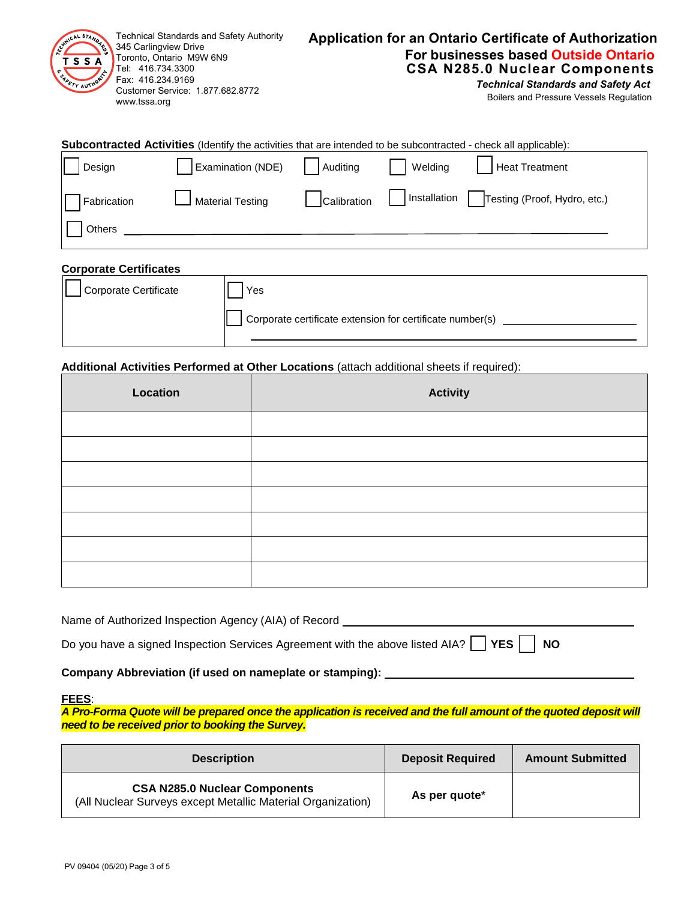Technical Standards and Safety Authority
345 Carlingview Drive
Toronto, Ontario M9W 6N9
Tel: 416.734.3300
Fax: 416.234.9169
Customer Service: 1.877.682.8772
www.tssa.org

# Application for an Ontario Certificate of Authorization
## For businesses based Outside Ontario
## CSA N285.0 Nuclear Components

***Technical Standards and Safety Act***
Boilers and Pressure Vessels Regulation

**Subcontracted Activities** (Identify the activities that are intended to be subcontracted - check all applicable):

| | | | | |
|---|---|---|---|---|
| ☐ Design | ☐ Examination (NDE) | ☐ Auditing | ☐ Welding | ☐ Heat Treatment |
| ☐ Fabrication | ☐ Material Testing | ☐ Calibration | ☐ Installation | ☐ Testing (Proof, Hydro, etc.) |
| ☐ Others ______________________________ | | | | |

**Corporate Certificates**

| | |
|---|---|
| ☐ Corporate Certificate | ☐ Yes<br>☐ Corporate certificate extension for certificate number(s) ______________________ |

**Additional Activities Performed at Other Locations** (attach additional sheets if required):

| Location | Activity |
|---|---|
| | |
| | |
| | |
| | |
| | |
| | |
| | |

Name of Authorized Inspection Agency (AIA) of Record ______________________________

Do you have a signed Inspection Services Agreement with the above listed AIA? ☐ **YES** ☐ **NO**

**Company Abbreviation (if used on nameplate or stamping):** ______________________________

**FEES**:
***A Pro-Forma Quote will be prepared once the application is received and the full amount of the quoted deposit will need to be received prior to booking the Survey.***

| Description | Deposit Required | Amount Submitted |
|---|---|---|
| **CSA N285.0 Nuclear Components**<br>(All Nuclear Surveys except Metallic Material Organization) | **As per quote*** | |

PV 09404 (05/20)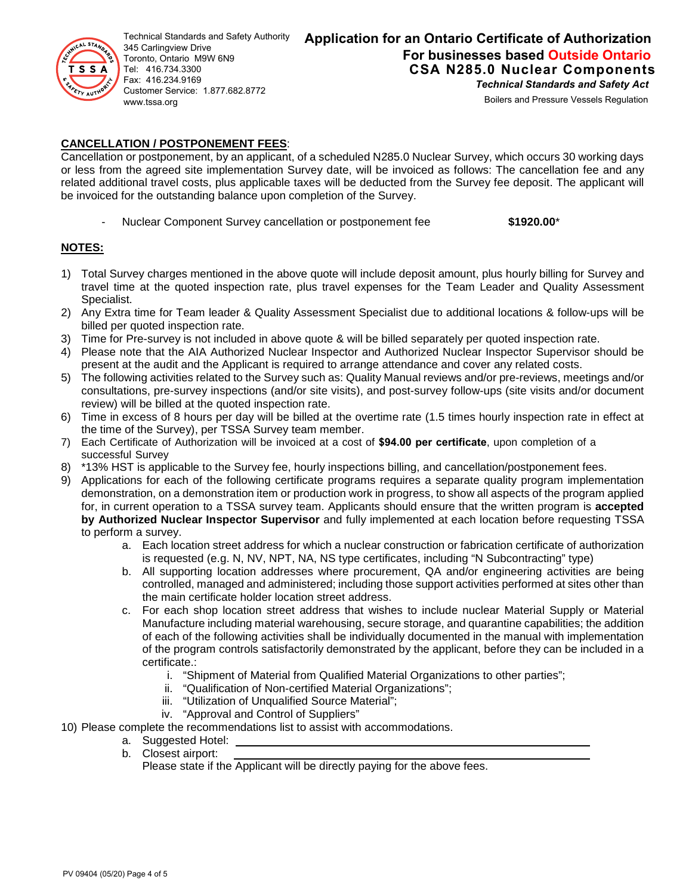Technical Standards and Safety Authority
345 Carlingview Drive
Toronto, Ontario M9W 6N9
Tel: 416.734.3300
Fax: 416.234.9169
Customer Service: 1.877.682.8772
www.tssa.org

# Application for an Ontario Certificate of Authorization
## For businesses based Outside Ontario
## CSA N285.0 Nuclear Components

***Technical Standards and Safety Act***

Boilers and Pressure Vessels Regulation

**CANCELLATION / POSTPONEMENT FEES**:

Cancellation or postponement, by an applicant, of a scheduled N285.0 Nuclear Survey, which occurs 30 working days or less from the agreed site implementation Survey date, will be invoiced as follows: The cancellation fee and any related additional travel costs, plus applicable taxes will be deducted from the Survey fee deposit. The applicant will be invoiced for the outstanding balance upon completion of the Survey.

- Nuclear Component Survey cancellation or postponement fee **$1920.00***

**NOTES:**

1) Total Survey charges mentioned in the above quote will include deposit amount, plus hourly billing for Survey and travel time at the quoted inspection rate, plus travel expenses for the Team Leader and Quality Assessment Specialist.
2) Any Extra time for Team leader & Quality Assessment Specialist due to additional locations & follow-ups will be billed per quoted inspection rate.
3) Time for Pre-survey is not included in above quote & will be billed separately per quoted inspection rate.
4) Please note that the AIA Authorized Nuclear Inspector and Authorized Nuclear Inspector Supervisor should be present at the audit and the Applicant is required to arrange attendance and cover any related costs.
5) The following activities related to the Survey such as: Quality Manual reviews and/or pre-reviews, meetings and/or consultations, pre-survey inspections (and/or site visits), and post-survey follow-ups (site visits and/or document review) will be billed at the quoted inspection rate.
6) Time in excess of 8 hours per day will be billed at the overtime rate (1.5 times hourly inspection rate in effect at the time of the Survey), per TSSA Survey team member.
7) Each Certificate of Authorization will be invoiced at a cost of **$94.00 per certificate**, upon completion of a successful Survey
8) *13% HST is applicable to the Survey fee, hourly inspections billing, and cancellation/postponement fees.
9) Applications for each of the following certificate programs requires a separate quality program implementation demonstration, on a demonstration item or production work in progress, to show all aspects of the program applied for, in current operation to a TSSA survey team. Applicants should ensure that the written program is **accepted by Authorized Nuclear Inspector Supervisor** and fully implemented at each location before requesting TSSA to perform a survey.
   a. Each location street address for which a nuclear construction or fabrication certificate of authorization is requested (e.g. N, NV, NPT, NA, NS type certificates, including "N Subcontracting" type)
   b. All supporting location addresses where procurement, QA and/or engineering activities are being controlled, managed and administered; including those support activities performed at sites other than the main certificate holder location street address.
   c. For each shop location street address that wishes to include nuclear Material Supply or Material Manufacture including material warehousing, secure storage, and quarantine capabilities; the addition of each of the following activities shall be individually documented in the manual with implementation of the program controls satisfactorily demonstrated by the applicant, before they can be included in a certificate.:
      i. "Shipment of Material from Qualified Material Organizations to other parties";
      ii. "Qualification of Non-certified Material Organizations";
      iii. "Utilization of Unqualified Source Material";
      iv. "Approval and Control of Suppliers"
10) Please complete the recommendations list to assist with accommodations.
   a. Suggested Hotel: ______________________________
   b. Closest airport: ______________________________
   Please state if the Applicant will be directly paying for the above fees.

PV 09404 (05/20)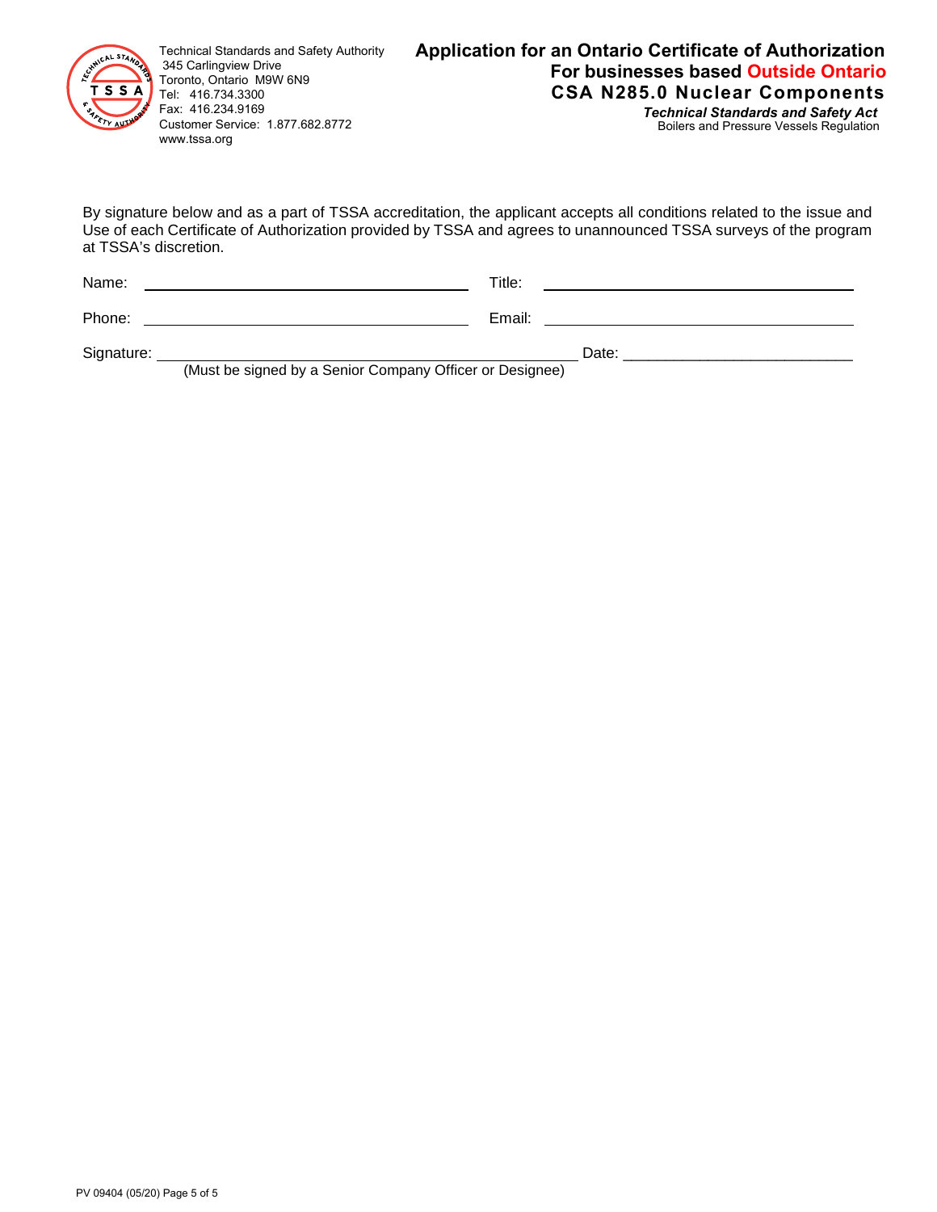Technical Standards and Safety Authority
345 Carlingview Drive
Toronto, Ontario M9W 6N9
Tel: 416.734.3300
Fax: 416.234.9169
Customer Service: 1.877.682.8772
www.tssa.org

# Application for an Ontario Certificate of Authorization
## For businesses based Outside Ontario
## CSA N285.0 Nuclear Components

***Technical Standards and Safety Act***
Boilers and Pressure Vessels Regulation

By signature below and as a part of TSSA accreditation, the applicant accepts all conditions related to the issue and Use of each Certificate of Authorization provided by TSSA and agrees to unannounced TSSA surveys of the program at TSSA's discretion.

Name: ______________________________ Title: ______________________________

Phone: ______________________________ Email: ______________________________

Signature: ______________________________ Date: ______________________________
(Must be signed by a Senior Company Officer or Designee)

PV 09404 (05/20)